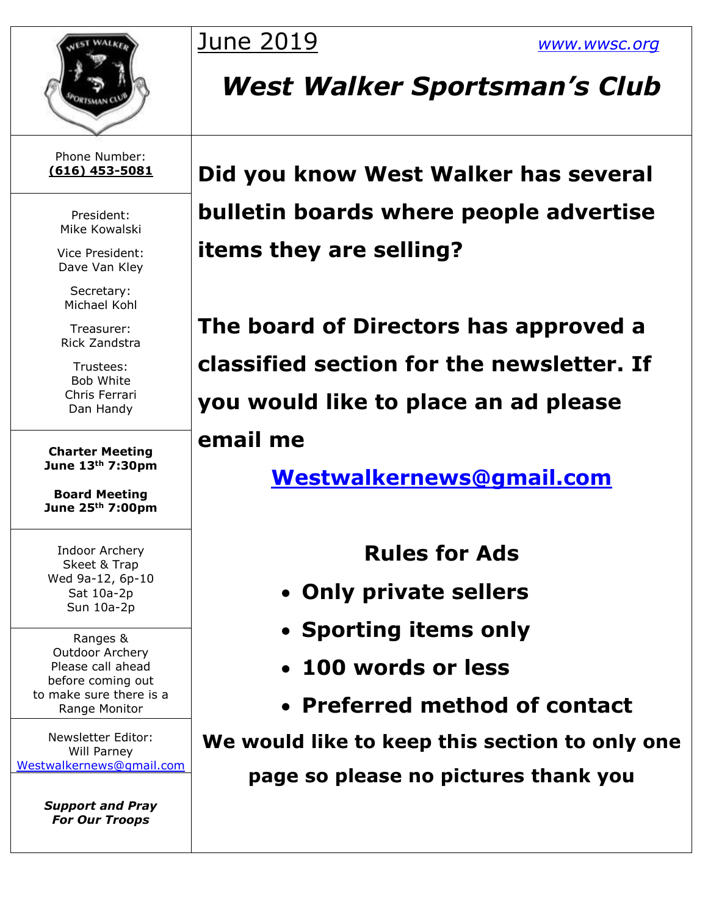June 2019

www.wwsc.org

# *West Walker Sportsman's Club*

Phone Number:
**(616) 453-5081**

President:
Mike Kowalski

Vice President:
Dave Van Kley

Secretary:
Michael Kohl

Treasurer:
Rick Zandstra

Trustees:
Bob White
Chris Ferrari
Dan Handy

**Charter Meeting**
**June 13th 7:30pm**

**Board Meeting**
**June 25th 7:00pm**

Indoor Archery
Skeet & Trap
Wed 9a-12, 6p-10
Sat 10a-2p
Sun 10a-2p

Ranges &
Outdoor Archery
Please call ahead
before coming out
to make sure there is a
Range Monitor

Newsletter Editor:
Will Parney
Westwalkernews@gmail.com

***Support and Pray***
***For Our Troops***

**Did you know West Walker has several bulletin boards where people advertise items they are selling?**

**The board of Directors has approved a classified section for the newsletter. If you would like to place an ad please email me**

**Westwalkernews@gmail.com**

## Rules for Ads

- **Only private sellers**
- **Sporting items only**
- **100 words or less**
- **Preferred method of contact**

**We would like to keep this section to only one page so please no pictures thank you**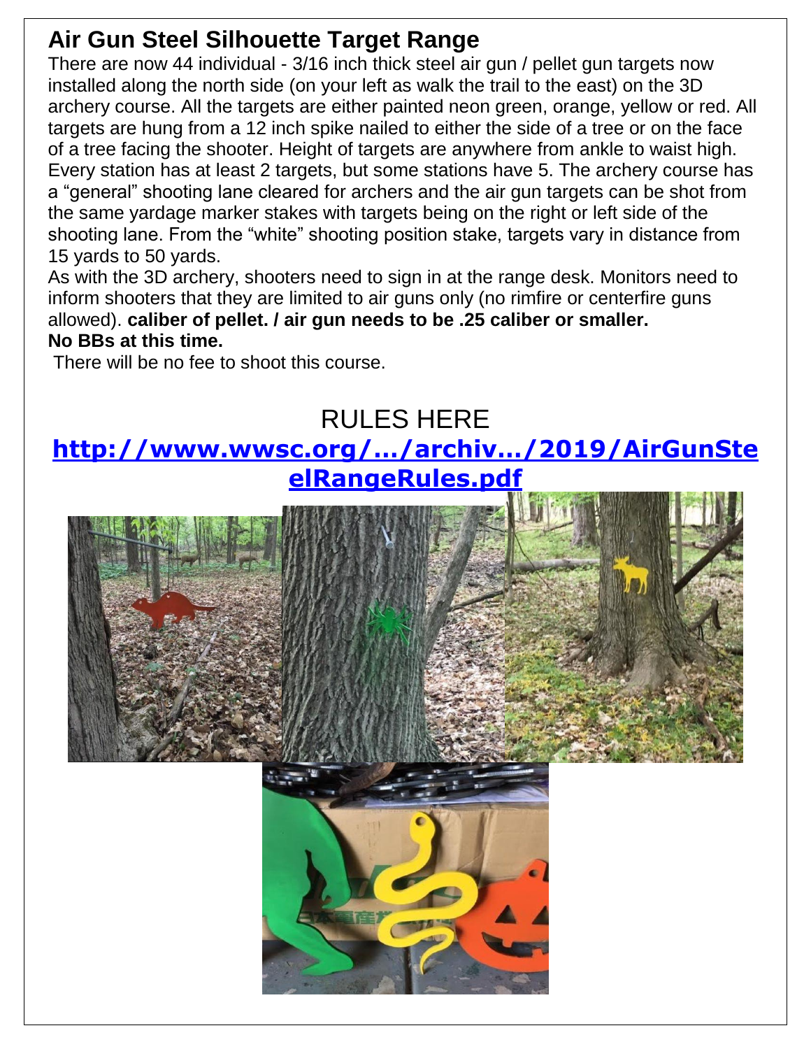## Air Gun Steel Silhouette Target Range

There are now 44 individual - 3/16 inch thick steel air gun / pellet gun targets now installed along the north side (on your left as walk the trail to the east) on the 3D archery course. All the targets are either painted neon green, orange, yellow or red. All targets are hung from a 12 inch spike nailed to either the side of a tree or on the face of a tree facing the shooter. Height of targets are anywhere from ankle to waist high. Every station has at least 2 targets, but some stations have 5. The archery course has a "general" shooting lane cleared for archers and the air gun targets can be shot from the same yardage marker stakes with targets being on the right or left side of the shooting lane. From the "white" shooting position stake, targets vary in distance from 15 yards to 50 yards.

As with the 3D archery, shooters need to sign in at the range desk. Monitors need to inform shooters that they are limited to air guns only (no rimfire or centerfire guns allowed). **caliber of pellet. / air gun needs to be .25 caliber or smaller.**
**No BBs at this time.**

There will be no fee to shoot this course.

RULES HERE

**http://www.wwsc.org/.../archiv.../2019/AirGunSteelRangeRules.pdf**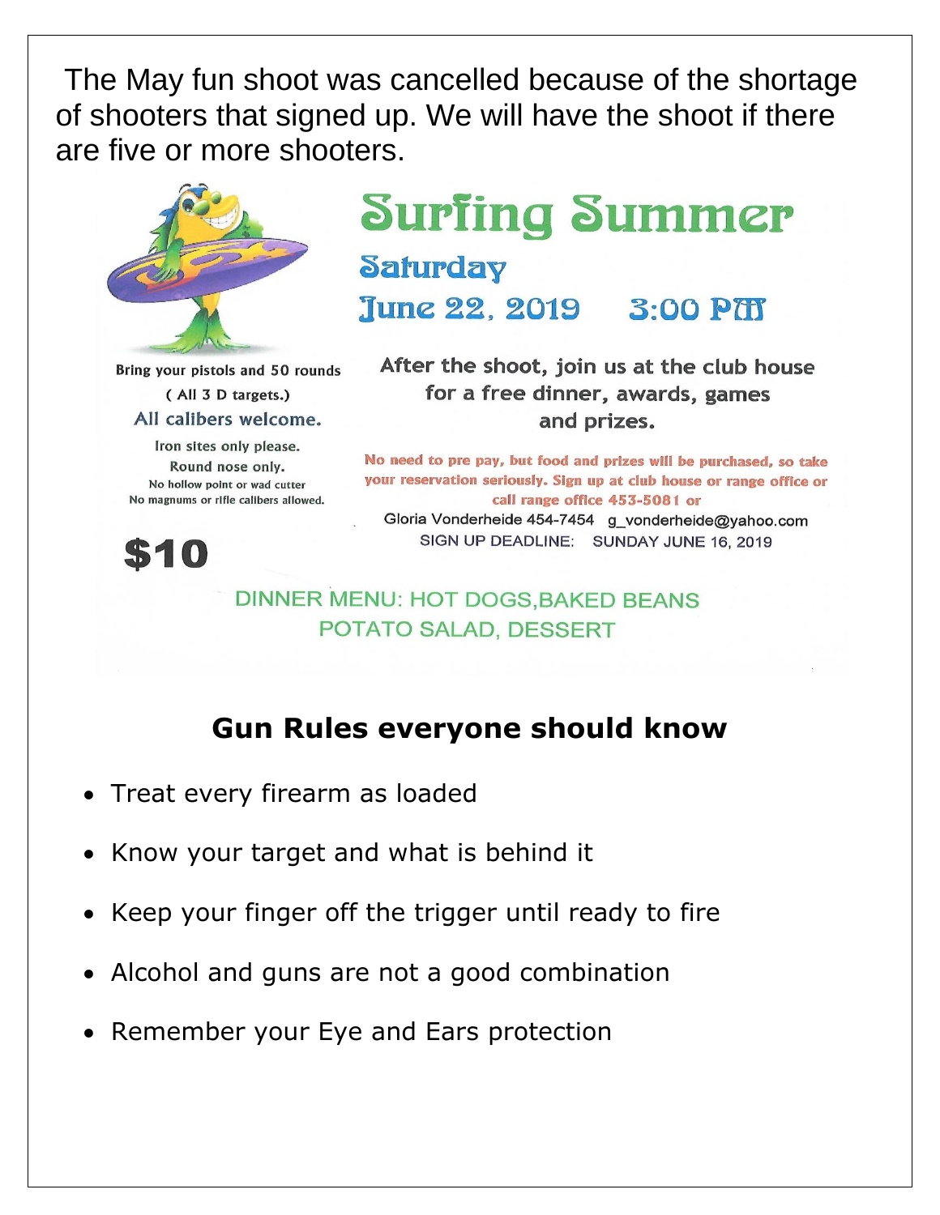The May fun shoot was cancelled because of the shortage of shooters that signed up. We will have the shoot if there are five or more shooters.

# Surfing Summer

## Saturday

## June 22, 2019 3:00 PM

Bring your pistols and 50 rounds
( All 3 D targets.)
All calibers welcome.

Iron sites only please.
Round nose only.
No hollow point or wad cutter
No magnums or rifle calibers allowed.

**$10**

After the shoot, join us at the club house for a free dinner, awards, games and prizes.

No need to pre pay, but food and prizes will be purchased, so take your reservation seriously. Sign up at club house or range office or call range office 453-5081 or
Gloria Vonderheide 454-7454 g_vonderheide@yahoo.com
SIGN UP DEADLINE: SUNDAY JUNE 16, 2019

DINNER MENU: HOT DOGS,BAKED BEANS
POTATO SALAD, DESSERT

## Gun Rules everyone should know

- Treat every firearm as loaded
- Know your target and what is behind it
- Keep your finger off the trigger until ready to fire
- Alcohol and guns are not a good combination
- Remember your Eye and Ears protection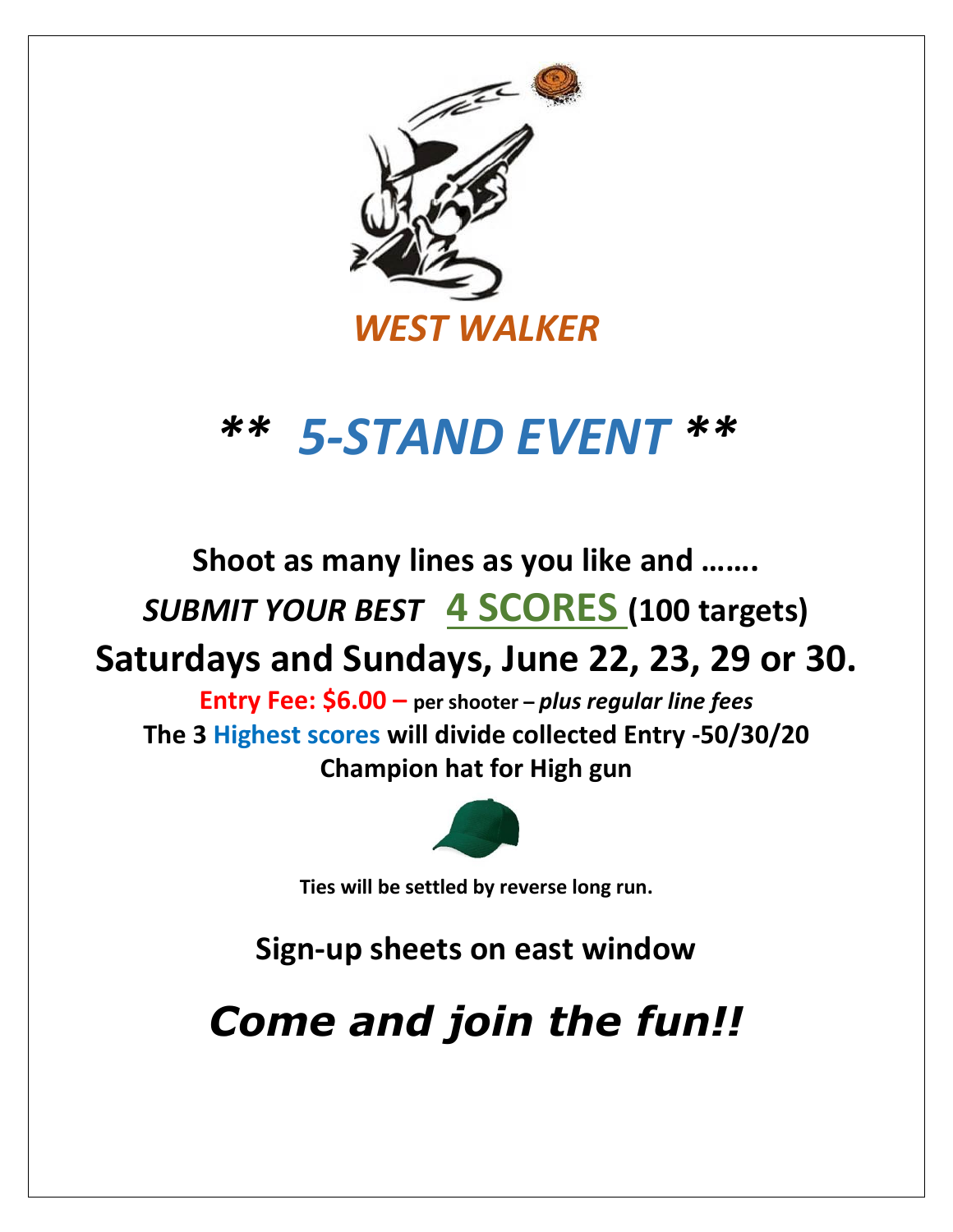***WEST WALKER***

# *** *5-STAND EVENT* ***

**Shoot as many lines as you like and …….**

***SUBMIT YOUR BEST*** **4 SCORES** **(100 targets)**

## Saturdays and Sundays, June 22, 23, 29 or 30.

**Entry Fee: $6.00 –** **per shooter –** ***plus regular line fees***

**The 3 Highest scores will divide collected Entry -50/30/20**

**Champion hat for High gun**

**Ties will be settled by reverse long run.**

**Sign-up sheets on east window**

***Come and join the fun!!***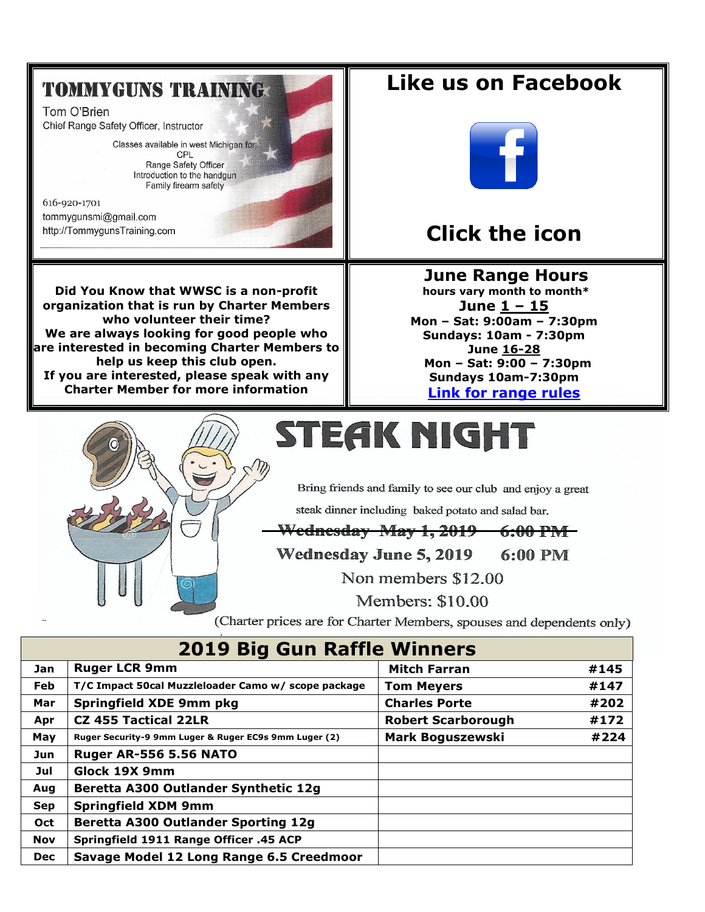## TOMMYGUNS TRAINING

Tom O'Brien
Chief Range Safety Officer, Instructor

Classes available in west Michigan for:
CPL
Range Safety Officer
Introduction to the handgun
Family firearm safety

616-920-1701
tommygunsmi@gmail.com
http://TommygunsTraining.com

## Like us on Facebook

## Click the icon

**Did You Know that WWSC is a non-profit organization that is run by Charter Members who volunteer their time?**
**We are always looking for good people who are interested in becoming Charter Members to help us keep this club open.**
**If you are interested, please speak with any Charter Member for more information**

## June Range Hours

**hours vary month to month***

**June 1 – 15**
**Mon – Sat: 9:00am – 7:30pm**
**Sundays: 10am - 7:30pm**

**June 16-28**
**Mon – Sat: 9:00 – 7:30pm**
**Sundays 10am-7:30pm**

**Link for range rules**

# STEAK NIGHT

Bring friends and family to see our club and enjoy a great steak dinner including baked potato and salad bar.

~~Wednesday May 1, 2019 6:00 PM~~

Wednesday June 5, 2019 6:00 PM

Non members $12.00

Members: $10.00

(Charter prices are for Charter Members, spouses and dependents only)

## 2019 Big Gun Raffle Winners

| Month | Prize | Winner | # |
|---|---|---|---|
| Jan | Ruger LCR 9mm | Mitch Farran | #145 |
| Feb | T/C Impact 50cal Muzzleloader Camo w/ scope package | Tom Meyers | #147 |
| Mar | Springfield XDE 9mm pkg | Charles Porte | #202 |
| Apr | CZ 455 Tactical 22LR | Robert Scarborough | #172 |
| May | Ruger Security-9 9mm Luger & Ruger EC9s 9mm Luger (2) | Mark Boguszewski | #224 |
| Jun | Ruger AR-556 5.56 NATO | | |
| Jul | Glock 19X 9mm | | |
| Aug | Beretta A300 Outlander Synthetic 12g | | |
| Sep | Springfield XDM 9mm | | |
| Oct | Beretta A300 Outlander Sporting 12g | | |
| Nov | Springfield 1911 Range Officer .45 ACP | | |
| Dec | Savage Model 12 Long Range 6.5 Creedmoor | | |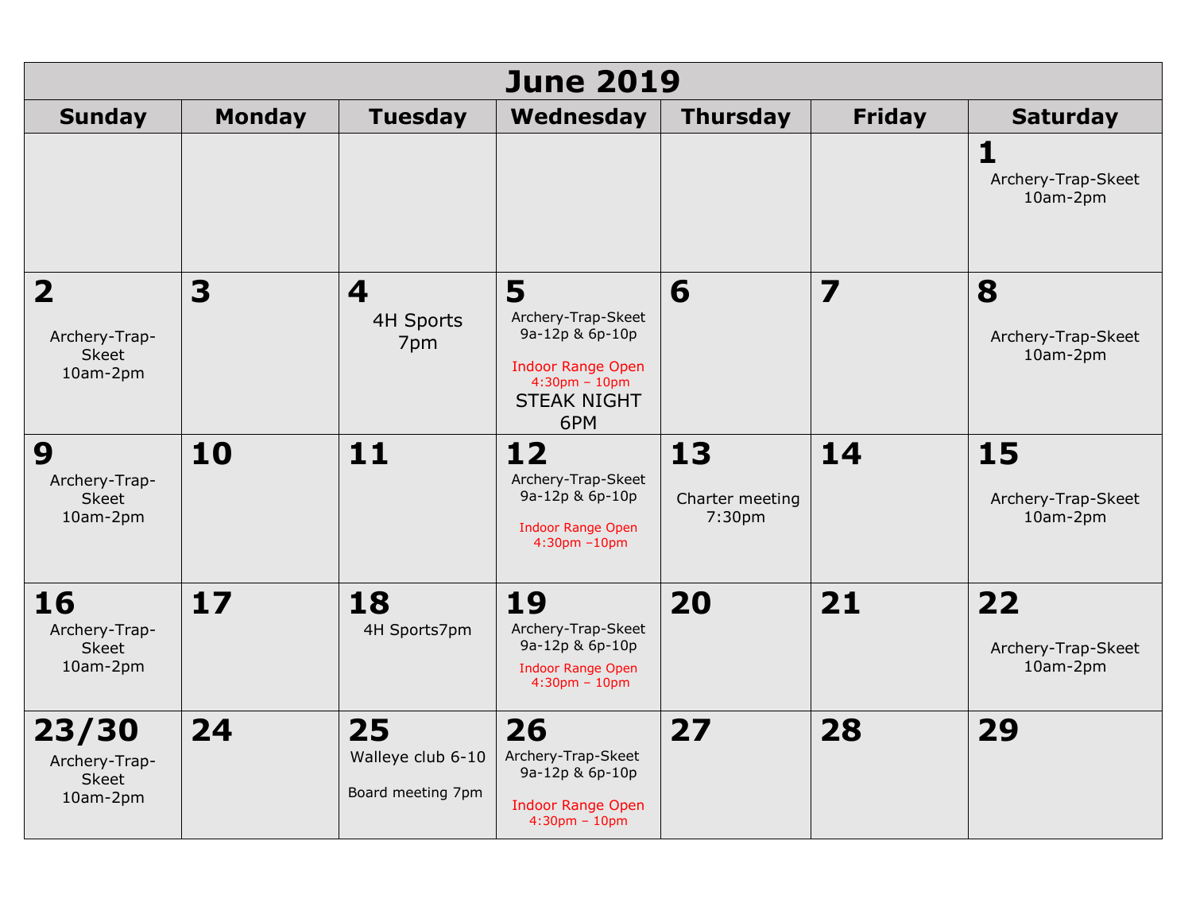# June 2019

| Sunday | Monday | Tuesday | Wednesday | Thursday | Friday | Saturday |
|---|---|---|---|---|---|---|
| | | | | | | **1** Archery-Trap-Skeet 10am-2pm |
| **2** Archery-Trap-Skeet 10am-2pm | **3** | **4** 4H Sports 7pm | **5** Archery-Trap-Skeet 9a-12p & 6p-10p Indoor Range Open 4:30pm – 10pm STEAK NIGHT 6PM | **6** | **7** | **8** Archery-Trap-Skeet 10am-2pm |
| **9** Archery-Trap-Skeet 10am-2pm | **10** | **11** | **12** Archery-Trap-Skeet 9a-12p & 6p-10p Indoor Range Open 4:30pm –10pm | **13** Charter meeting 7:30pm | **14** | **15** Archery-Trap-Skeet 10am-2pm |
| **16** Archery-Trap-Skeet 10am-2pm | **17** | **18** 4H Sports7pm | **19** Archery-Trap-Skeet 9a-12p & 6p-10p Indoor Range Open 4:30pm – 10pm | **20** | **21** | **22** Archery-Trap-Skeet 10am-2pm |
| **23/30** Archery-Trap-Skeet 10am-2pm | **24** | **25** Walleye club 6-10 Board meeting 7pm | **26** Archery-Trap-Skeet 9a-12p & 6p-10p Indoor Range Open 4:30pm – 10pm | **27** | **28** | **29** |